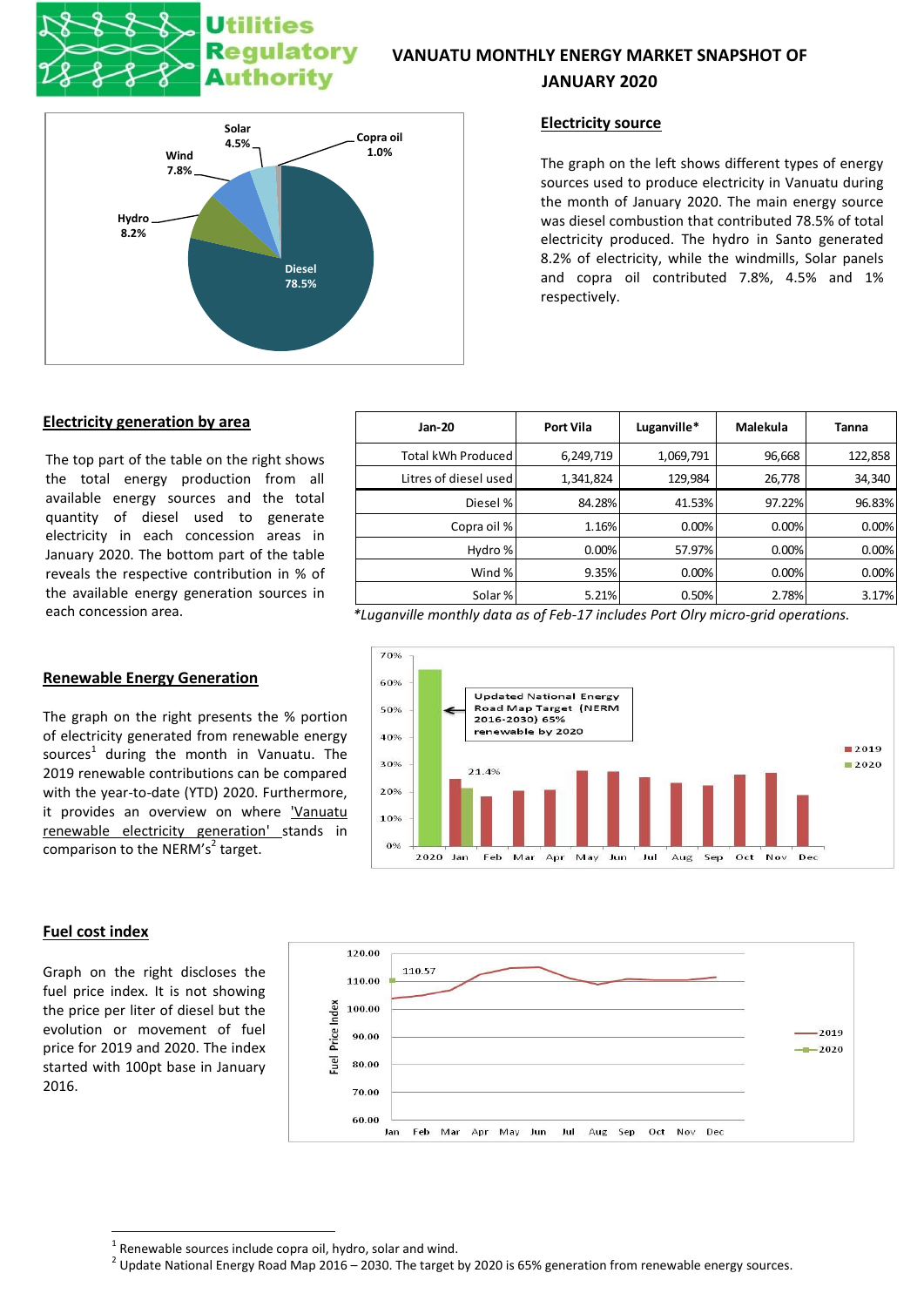Utilities Regulatory Authority

# VANUATU MONTHLY ENERGY MARKET SNAPSHOT OF JANUARY 2020

## Electricity source

The graph on the left shows different types of energy sources used to produce electricity in Vanuatu during the month of January 2020. The main energy source was diesel combustion that contributed 78.5% of total electricity produced. The hydro in Santo generated 8.2% of electricity, while the windmills, Solar panels and copra oil contributed 7.8%, 4.5% and 1% respectively.

## Electricity generation by area

The top part of the table on the right shows the total energy production from all available energy sources and the total quantity of diesel used to generate electricity in each concession areas in January 2020. The bottom part of the table reveals the respective contribution in % of the available energy generation sources in each concession area.

| Jan-20 | Port Vila | Luganville* | Malekula | Tanna |
|---|---|---|---|---|
| Total kWh Produced | 6,249,719 | 1,069,791 | 96,668 | 122,858 |
| Litres of diesel used | 1,341,824 | 129,984 | 26,778 | 34,340 |
| Diesel % | 84.28% | 41.53% | 97.22% | 96.83% |
| Copra oil % | 1.16% | 0.00% | 0.00% | 0.00% |
| Hydro % | 0.00% | 57.97% | 0.00% | 0.00% |
| Wind % | 9.35% | 0.00% | 0.00% | 0.00% |
| Solar % | 5.21% | 0.50% | 2.78% | 3.17% |

*\*Luganville monthly data as of Feb-17 includes Port Olry micro-grid operations.*

## Renewable Energy Generation

The graph on the right presents the % portion of electricity generated from renewable energy sources[1] during the month in Vanuatu. The 2019 renewable contributions can be compared with the year-to-date (YTD) 2020. Furthermore, it provides an overview on where 'Vanuatu renewable electricity generation' stands in comparison to the NERM's[2] target.

## Fuel cost index

Graph on the right discloses the fuel price index. It is not showing the price per liter of diesel but the evolution or movement of fuel price for 2019 and 2020. The index started with 100pt base in January 2016.

---

[1] Renewable sources include copra oil, hydro, solar and wind.

[2] Update National Energy Road Map 2016 – 2030. The target by 2020 is 65% generation from renewable energy sources.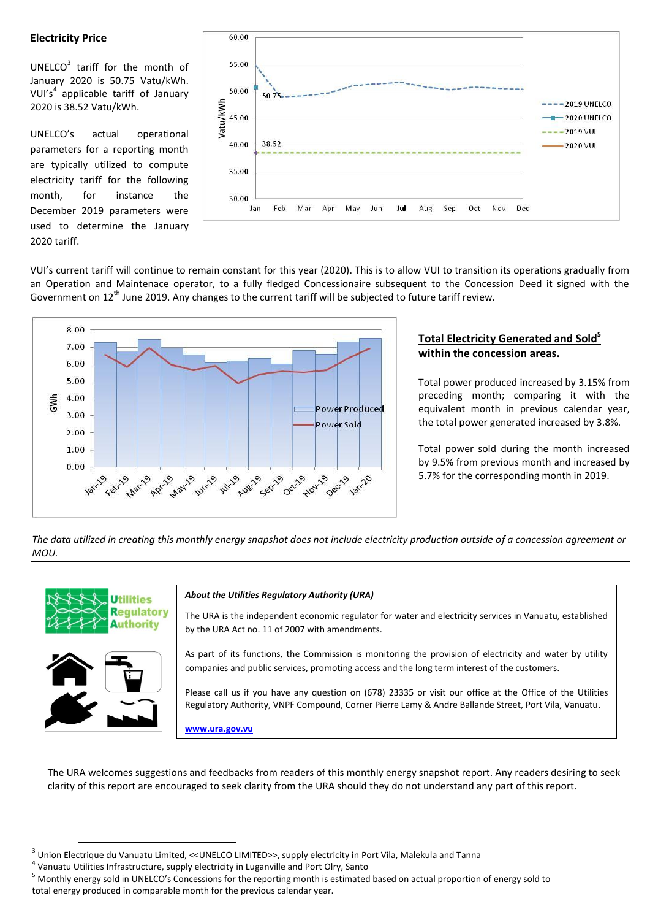## Electricity Price

UNELCO[3] tariff for the month of January 2020 is 50.75 Vatu/kWh. VUI's[4] applicable tariff of January 2020 is 38.52 Vatu/kWh.

UNELCO's actual operational parameters for a reporting month are typically utilized to compute electricity tariff for the following month, for instance the December 2019 parameters were used to determine the January 2020 tariff.

60.00
55.00
50.00
45.00
40.00
35.00
30.00
Vatu/kWh
50.75
38.52
Jan Feb Mar Apr May Jun Jul Aug Sep Oct Nov Dec
2019 UNELCO
2020 UNELCO
2019 VUI
2020 VUI

VUI's current tariff will continue to remain constant for this year (2020). This is to allow VUI to transition its operations gradually from an Operation and Maintenace operator, to a fully fledged Concessionaire subsequent to the Concession Deed it signed with the Government on 12th June 2019. Any changes to the current tariff will be subjected to future tariff review.

8.00
7.00
6.00
5.00
4.00
3.00
2.00
1.00
0.00
GWh
Jan-19 Feb-19 Mar-19 Apr-19 May-19 Jun-19 Jul-19 Aug-19 Sep-19 Oct-19 Nov-19 Dec-19 Jan-20
Power Produced
Power Sold

## Total Electricity Generated and Sold[5] within the concession areas.

Total power produced increased by 3.15% from preceding month; comparing it with the equivalent month in previous calendar year, the total power generated increased by 3.8%.

Total power sold during the month increased by 9.5% from previous month and increased by 5.7% for the corresponding month in 2019.

*The data utilized in creating this monthly energy snapshot does not include electricity production outside of a concession agreement or MOU.*

Utilities Regulatory Authority

***About the Utilities Regulatory Authority (URA)***

The URA is the independent economic regulator for water and electricity services in Vanuatu, established by the URA Act no. 11 of 2007 with amendments.

As part of its functions, the Commission is monitoring the provision of electricity and water by utility companies and public services, promoting access and the long term interest of the customers.

Please call us if you have any question on (678) 23335 or visit our office at the Office of the Utilities Regulatory Authority, VNPF Compound, Corner Pierre Lamy & Andre Ballande Street, Port Vila, Vanuatu.

**www.ura.gov.vu**

The URA welcomes suggestions and feedbacks from readers of this monthly energy snapshot report. Any readers desiring to seek clarity of this report are encouraged to seek clarity from the URA should they do not understand any part of this report.

---

[3] Union Electrique du Vanuatu Limited, <<UNELCO LIMITED>>, supply electricity in Port Vila, Malekula and Tanna

[4] Vanuatu Utilities Infrastructure, supply electricity in Luganville and Port Olry, Santo

[5] Monthly energy sold in UNELCO's Concessions for the reporting month is estimated based on actual proportion of energy sold to total energy produced in comparable month for the previous calendar year.